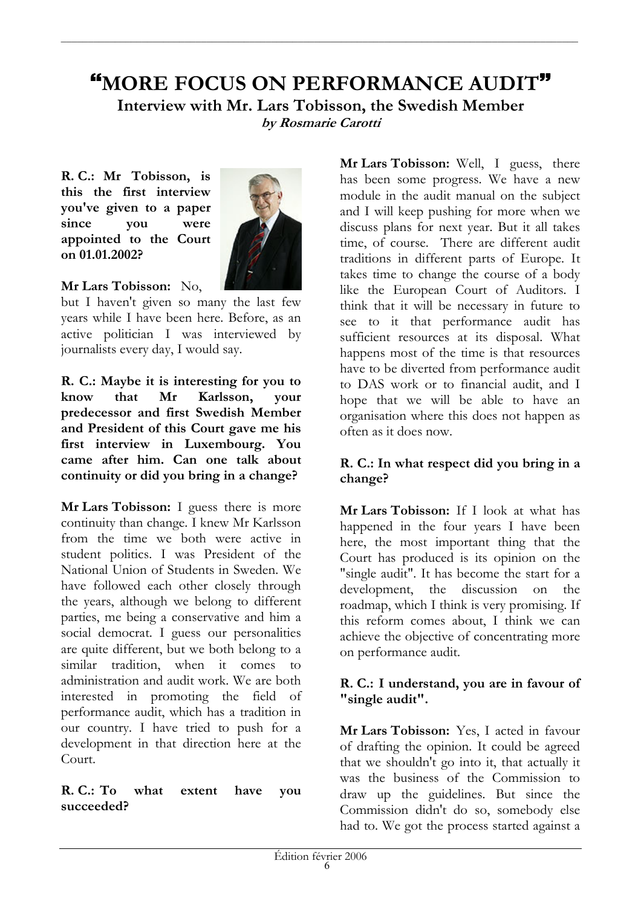# "MORE FOCUS ON PERFORMANCE AUDIT"

**Interview with Mr. Lars Tobisson, the Swedish Member**

***by Rosmarie Carotti***

**R. C.: Mr Tobisson, is this the first interview you've given to a paper since you were appointed to the Court on 01.01.2002?**

**Mr Lars Tobisson:** No, but I haven't given so many the last few years while I have been here. Before, as an active politician I was interviewed by journalists every day, I would say.

**R. C.: Maybe it is interesting for you to know that Mr Karlsson, your predecessor and first Swedish Member and President of this Court gave me his first interview in Luxembourg. You came after him. Can one talk about continuity or did you bring in a change?**

**Mr Lars Tobisson:** I guess there is more continuity than change. I knew Mr Karlsson from the time we both were active in student politics. I was President of the National Union of Students in Sweden. We have followed each other closely through the years, although we belong to different parties, me being a conservative and him a social democrat. I guess our personalities are quite different, but we both belong to a similar tradition, when it comes to administration and audit work. We are both interested in promoting the field of performance audit, which has a tradition in our country. I have tried to push for a development in that direction here at the Court.

**R. C.: To what extent have you succeeded?**

**Mr Lars Tobisson:** Well, I guess, there has been some progress. We have a new module in the audit manual on the subject and I will keep pushing for more when we discuss plans for next year. But it all takes time, of course. There are different audit traditions in different parts of Europe. It takes time to change the course of a body like the European Court of Auditors. I think that it will be necessary in future to see to it that performance audit has sufficient resources at its disposal. What happens most of the time is that resources have to be diverted from performance audit to DAS work or to financial audit, and I hope that we will be able to have an organisation where this does not happen as often as it does now.

**R. C.: In what respect did you bring in a change?**

**Mr Lars Tobisson:** If I look at what has happened in the four years I have been here, the most important thing that the Court has produced is its opinion on the "single audit". It has become the start for a development, the discussion on the roadmap, which I think is very promising. If this reform comes about, I think we can achieve the objective of concentrating more on performance audit.

**R. C.: I understand, you are in favour of "single audit".**

**Mr Lars Tobisson:** Yes, I acted in favour of drafting the opinion. It could be agreed that we shouldn't go into it, that actually it was the business of the Commission to draw up the guidelines. But since the Commission didn't do so, somebody else had to. We got the process started against a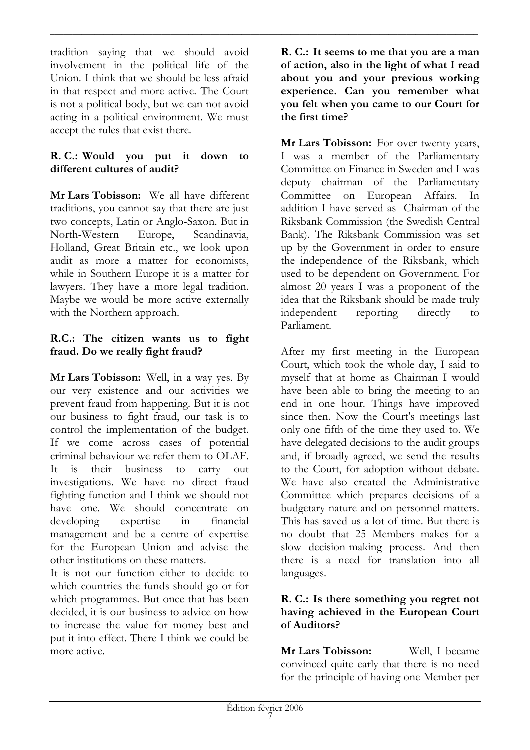tradition saying that we should avoid involvement in the political life of the Union. I think that we should be less afraid in that respect and more active. The Court is not a political body, but we can not avoid acting in a political environment. We must accept the rules that exist there.

**R. C.: Would you put it down to different cultures of audit?**

**Mr Lars Tobisson:** We all have different traditions, you cannot say that there are just two concepts, Latin or Anglo-Saxon. But in North-Western Europe, Scandinavia, Holland, Great Britain etc., we look upon audit as more a matter for economists, while in Southern Europe it is a matter for lawyers. They have a more legal tradition. Maybe we would be more active externally with the Northern approach.

**R.C.: The citizen wants us to fight fraud. Do we really fight fraud?**

**Mr Lars Tobisson:** Well, in a way yes. By our very existence and our activities we prevent fraud from happening. But it is not our business to fight fraud, our task is to control the implementation of the budget. If we come across cases of potential criminal behaviour we refer them to OLAF. It is their business to carry out investigations. We have no direct fraud fighting function and I think we should not have one. We should concentrate on developing expertise in financial management and be a centre of expertise for the European Union and advise the other institutions on these matters.

It is not our function either to decide to which countries the funds should go or for which programmes. But once that has been decided, it is our business to advice on how to increase the value for money best and put it into effect. There I think we could be more active.

**R. C.: It seems to me that you are a man of action, also in the light of what I read about you and your previous working experience. Can you remember what you felt when you came to our Court for the first time?**

**Mr Lars Tobisson:** For over twenty years, I was a member of the Parliamentary Committee on Finance in Sweden and I was deputy chairman of the Parliamentary Committee on European Affairs. In addition I have served as Chairman of the Riksbank Commission (the Swedish Central Bank). The Riksbank Commission was set up by the Government in order to ensure the independence of the Riksbank, which used to be dependent on Government. For almost 20 years I was a proponent of the idea that the Riksbank should be made truly independent reporting directly to Parliament.

After my first meeting in the European Court, which took the whole day, I said to myself that at home as Chairman I would have been able to bring the meeting to an end in one hour. Things have improved since then. Now the Court's meetings last only one fifth of the time they used to. We have delegated decisions to the audit groups and, if broadly agreed, we send the results to the Court, for adoption without debate. We have also created the Administrative Committee which prepares decisions of a budgetary nature and on personnel matters. This has saved us a lot of time. But there is no doubt that 25 Members makes for a slow decision-making process. And then there is a need for translation into all languages.

**R. C.: Is there something you regret not having achieved in the European Court of Auditors?**

**Mr Lars Tobisson:** Well, I became convinced quite early that there is no need for the principle of having one Member per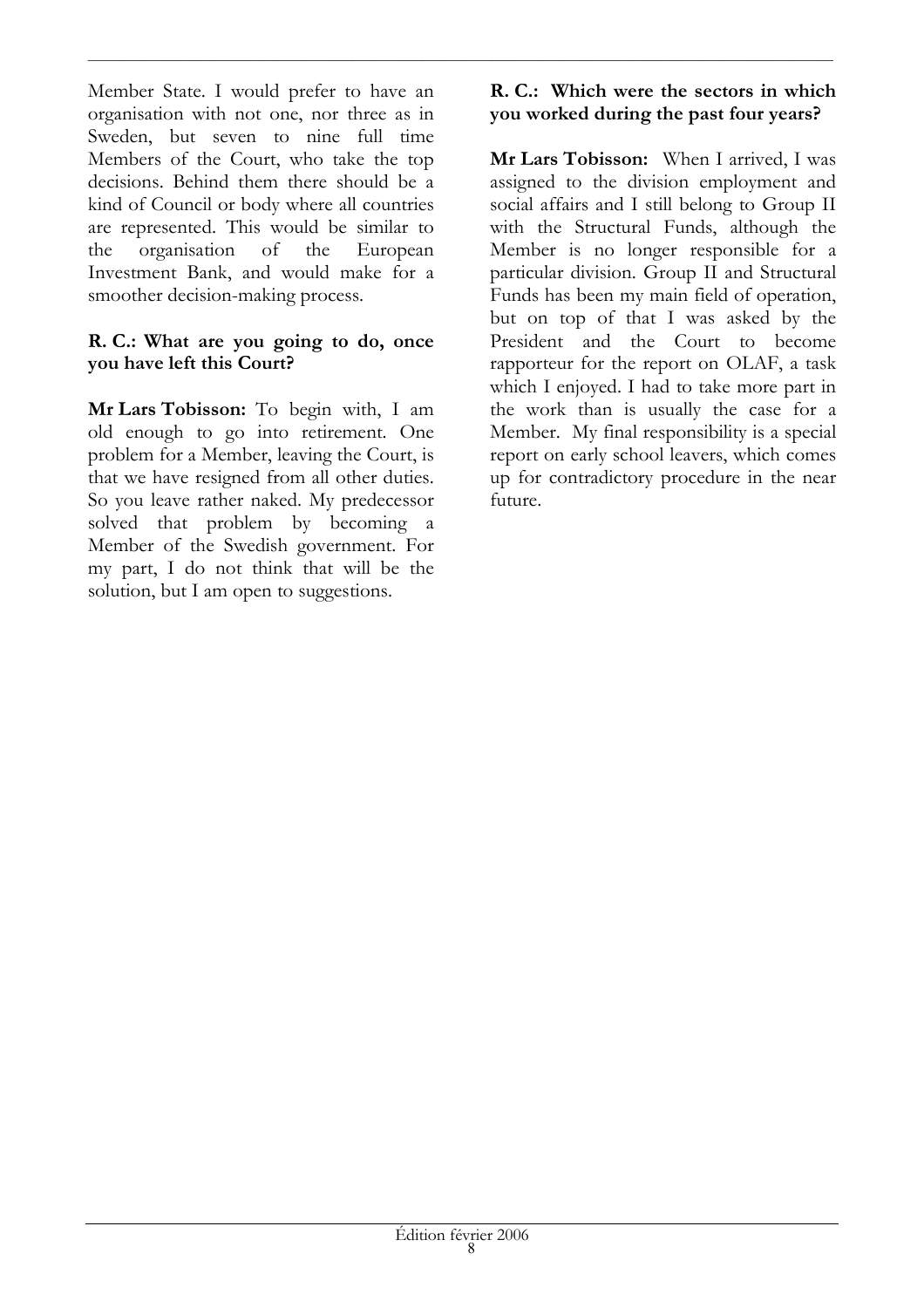Member State. I would prefer to have an organisation with not one, nor three as in Sweden, but seven to nine full time Members of the Court, who take the top decisions. Behind them there should be a kind of Council or body where all countries are represented. This would be similar to the organisation of the European Investment Bank, and would make for a smoother decision-making process.

**R. C.: What are you going to do, once you have left this Court?**

**Mr Lars Tobisson:** To begin with, I am old enough to go into retirement. One problem for a Member, leaving the Court, is that we have resigned from all other duties. So you leave rather naked. My predecessor solved that problem by becoming a Member of the Swedish government. For my part, I do not think that will be the solution, but I am open to suggestions.

**R. C.: Which were the sectors in which you worked during the past four years?**

**Mr Lars Tobisson:** When I arrived, I was assigned to the division employment and social affairs and I still belong to Group II with the Structural Funds, although the Member is no longer responsible for a particular division. Group II and Structural Funds has been my main field of operation, but on top of that I was asked by the President and the Court to become rapporteur for the report on OLAF, a task which I enjoyed. I had to take more part in the work than is usually the case for a Member. My final responsibility is a special report on early school leavers, which comes up for contradictory procedure in the near future.